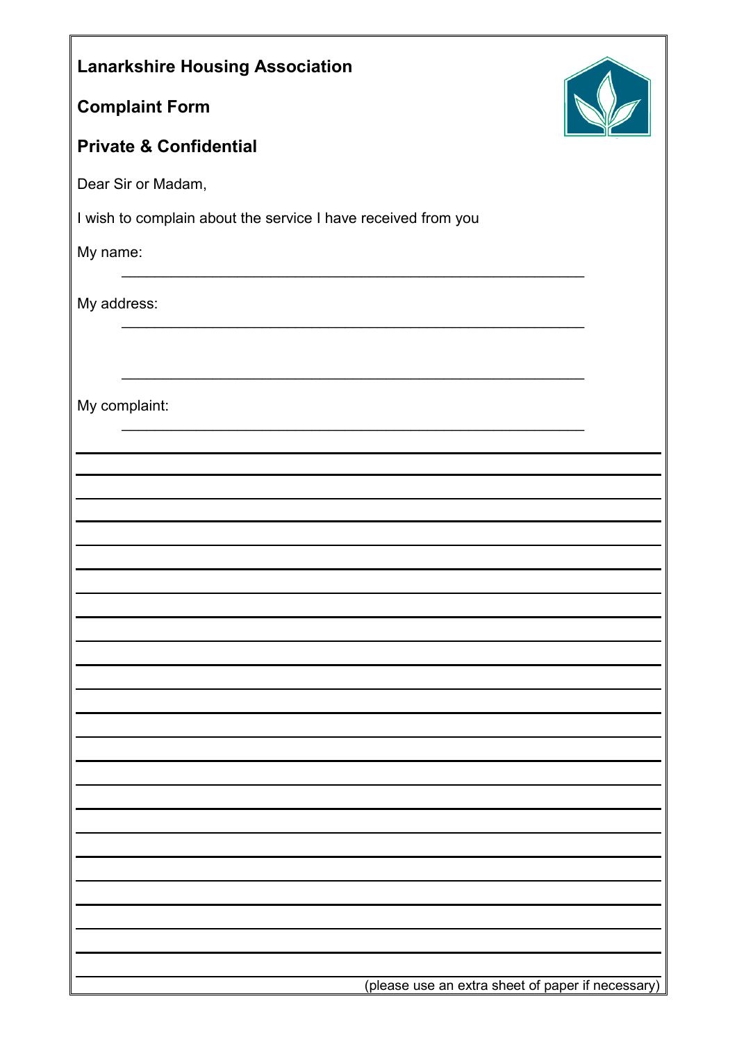**Lanarkshire Housing Association**

**Complaint Form**

**Private & Confidential**

Dear Sir or Madam,

I wish to complain about the service I have received from you

My name:

\_\_\_\_\_\_\_\_\_\_\_\_\_\_\_\_\_\_\_\_\_\_\_\_\_\_\_\_\_\_\_\_\_\_\_\_\_\_\_\_\_\_\_\_\_\_\_\_\_\_\_\_\_\_

My address:

\_\_\_\_\_\_\_\_\_\_\_\_\_\_\_\_\_\_\_\_\_\_\_\_\_\_\_\_\_\_\_\_\_\_\_\_\_\_\_\_\_\_\_\_\_\_\_\_\_\_\_\_\_\_

\_\_\_\_\_\_\_\_\_\_\_\_\_\_\_\_\_\_\_\_\_\_\_\_\_\_\_\_\_\_\_\_\_\_\_\_\_\_\_\_\_\_\_\_\_\_\_\_\_\_\_\_\_\_

My complaint:

\_\_\_\_\_\_\_\_\_\_\_\_\_\_\_\_\_\_\_\_\_\_\_\_\_\_\_\_\_\_\_\_\_\_\_\_\_\_\_\_\_\_\_\_\_\_\_\_\_\_\_\_\_\_

(please use an extra sheet of paper if necessary)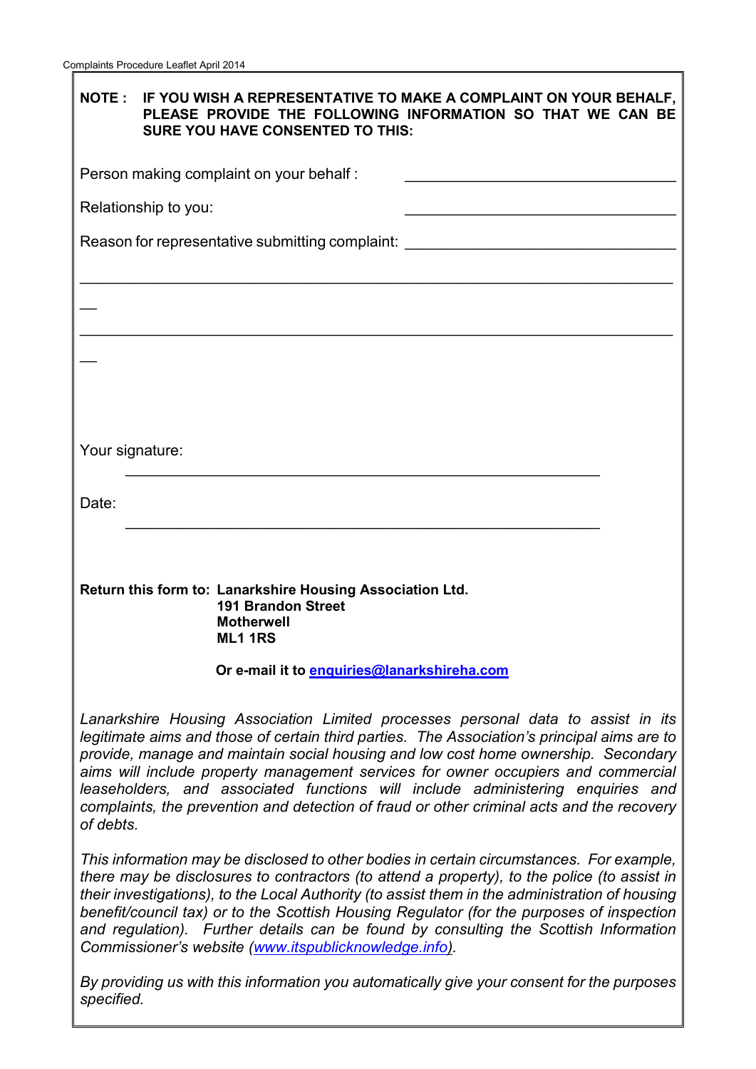**NOTE : IF YOU WISH A REPRESENTATIVE TO MAKE A COMPLAINT ON YOUR BEHALF, PLEASE PROVIDE THE FOLLOWING INFORMATION SO THAT WE CAN BE SURE YOU HAVE CONSENTED TO THIS:**

Person making complaint on your behalf : ________________________________

Relationship to you: ________________________________

Reason for representative submitting complaint: ________________________________

______________________________________________________________________

______________________________________________________________________

Your signature: ________________________________________________________

Date: ________________________________________________________

**Return this form to: Lanarkshire Housing Association Ltd.**
**191 Brandon Street**
**Motherwell**
**ML1 1RS**

**Or e-mail it to [enquiries@lanarkshireha.com](mailto:enquiries@lanarkshireha.com)**

*Lanarkshire Housing Association Limited processes personal data to assist in its legitimate aims and those of certain third parties. The Association's principal aims are to provide, manage and maintain social housing and low cost home ownership. Secondary aims will include property management services for owner occupiers and commercial leaseholders, and associated functions will include administering enquiries and complaints, the prevention and detection of fraud or other criminal acts and the recovery of debts.*

*This information may be disclosed to other bodies in certain circumstances. For example, there may be disclosures to contractors (to attend a property), to the police (to assist in their investigations), to the Local Authority (to assist them in the administration of housing benefit/council tax) or to the Scottish Housing Regulator (for the purposes of inspection and regulation). Further details can be found by consulting the Scottish Information Commissioner's website ([www.itspublicknowledge.info](http://www.itspublicknowledge.info)).*

*By providing us with this information you automatically give your consent for the purposes specified.*